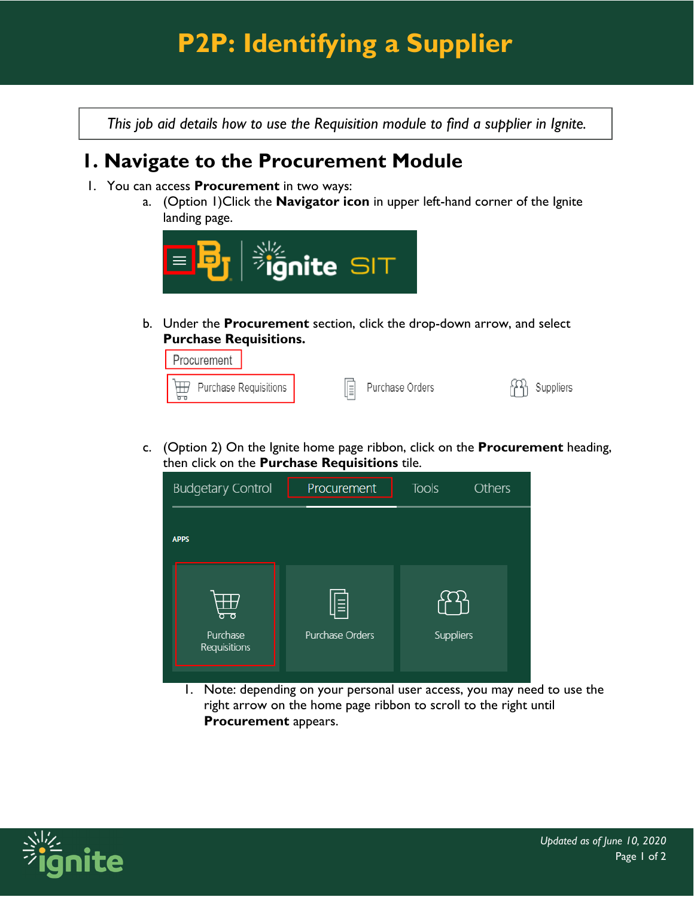# P2P: Identifying a Supplier

*This job aid details how to use the Requisition module to find a supplier in Ignite.*

## 1. Navigate to the Procurement Module

1. You can access **Procurement** in two ways:
   a. (Option 1)Click the **Navigator icon** in upper left-hand corner of the Ignite landing page.

   b. Under the **Procurement** section, click the drop-down arrow, and select **Purchase Requisitions.**

   c. (Option 2) On the Ignite home page ribbon, click on the **Procurement** heading, then click on the **Purchase Requisitions** tile.

      1. Note: depending on your personal user access, you may need to use the right arrow on the home page ribbon to scroll to the right until **Procurement** appears.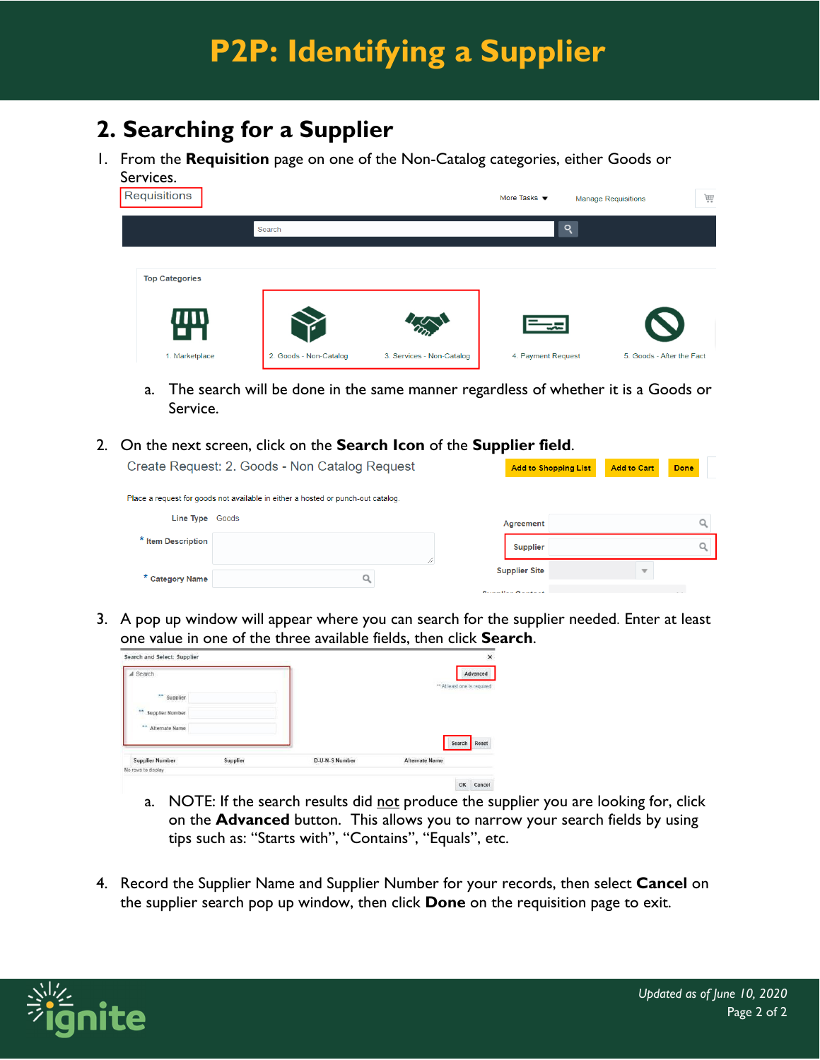# P2P: Identifying a Supplier

## 2. Searching for a Supplier

1. From the **Requisition** page on one of the Non-Catalog categories, either Goods or Services.

   a. The search will be done in the same manner regardless of whether it is a Goods or Service.

2. On the next screen, click on the **Search Icon** of the **Supplier field**.

3. A pop up window will appear where you can search for the supplier needed. Enter at least one value in one of the three available fields, then click **Search**.

   a. NOTE: If the search results did not produce the supplier you are looking for, click on the **Advanced** button. This allows you to narrow your search fields by using tips such as: "Starts with", "Contains", "Equals", etc.

4. Record the Supplier Name and Supplier Number for your records, then select **Cancel** on the supplier search pop up window, then click **Done** on the requisition page to exit.

*Updated as of June 10, 2020*